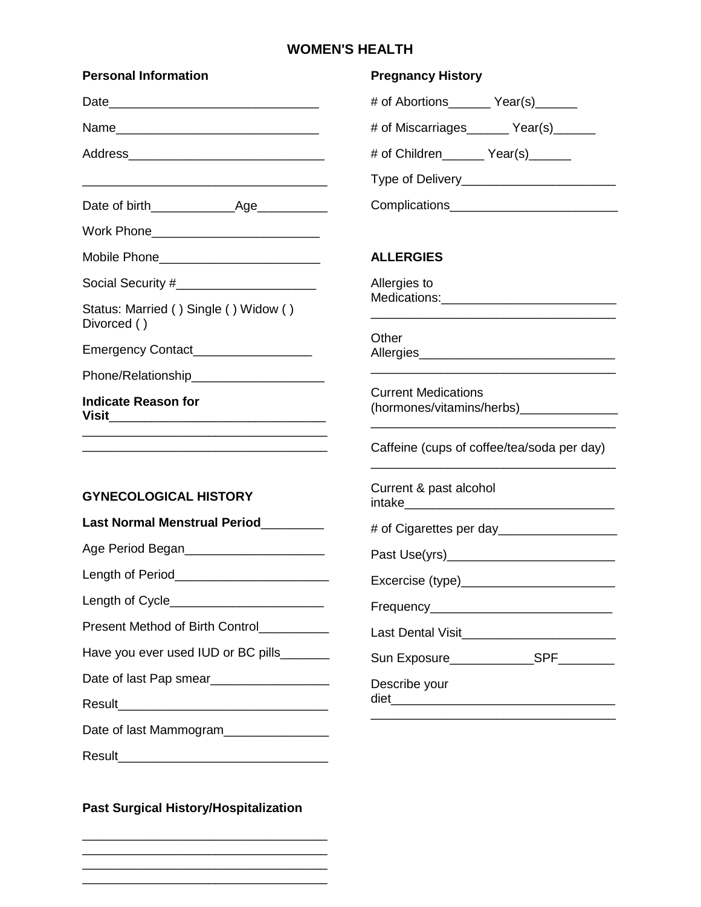# WOMEN'S HEALTH

## Personal Information

Date______________________________

Name_____________________________

Address____________________________

___________________________________

Date of birth____________Age__________

Work Phone________________________

Mobile Phone_______________________

Social Security #____________________

Status: Married ( ) Single ( ) Widow ( ) Divorced ( )

Emergency Contact_________________

Phone/Relationship___________________

**Indicate Reason for Visit**_______________________________

___________________________________

___________________________________

## GYNECOLOGICAL HISTORY

**Last Normal Menstrual Period**_________

Age Period Began____________________

Length of Period______________________

Length of Cycle______________________

Present Method of Birth Control__________

Have you ever used IUD or BC pills_______

Date of last Pap smear_________________

Result______________________________

Date of last Mammogram_______________

Result______________________________

## Past Surgical History/Hospitalization

___________________________________

___________________________________

___________________________________

___________________________________

## Pregnancy History

# of Abortions______ Year(s)______

# of Miscarriages______ Year(s)______

# of Children______ Year(s)______

Type of Delivery______________________

Complications________________________

## ALLERGIES

Allergies to Medications:_________________________

___________________________________

Other Allergies____________________________

___________________________________

Current Medications (hormones/vitamins/herbs)______________

___________________________________

Caffeine (cups of coffee/tea/soda per day)

___________________________________

Current & past alcohol intake______________________________

# of Cigarettes per day_________________

Past Use(yrs)________________________

Excercise (type)______________________

Frequency__________________________

Last Dental Visit______________________

Sun Exposure____________SPF________

Describe your diet_________________________________

___________________________________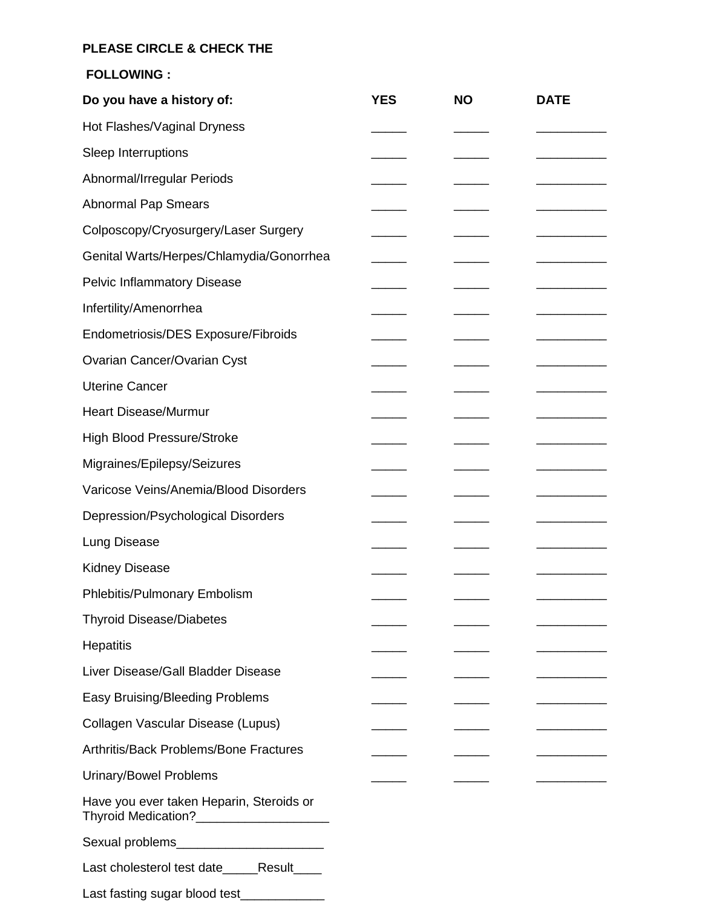**PLEASE CIRCLE & CHECK THE**

**FOLLOWING :**

| Do you have a history of: | YES | NO | DATE |
|---|---|---|---|
| Hot Flashes/Vaginal Dryness | _____ | _____ | __________ |
| Sleep Interruptions | _____ | _____ | __________ |
| Abnormal/Irregular Periods | _____ | _____ | __________ |
| Abnormal Pap Smears | _____ | _____ | __________ |
| Colposcopy/Cryosurgery/Laser Surgery | _____ | _____ | __________ |
| Genital Warts/Herpes/Chlamydia/Gonorrhea | _____ | _____ | __________ |
| Pelvic Inflammatory Disease | _____ | _____ | __________ |
| Infertility/Amenorrhea | _____ | _____ | __________ |
| Endometriosis/DES Exposure/Fibroids | _____ | _____ | __________ |
| Ovarian Cancer/Ovarian Cyst | _____ | _____ | __________ |
| Uterine Cancer | _____ | _____ | __________ |
| Heart Disease/Murmur | _____ | _____ | __________ |
| High Blood Pressure/Stroke | _____ | _____ | __________ |
| Migraines/Epilepsy/Seizures | _____ | _____ | __________ |
| Varicose Veins/Anemia/Blood Disorders | _____ | _____ | __________ |
| Depression/Psychological Disorders | _____ | _____ | __________ |
| Lung Disease | _____ | _____ | __________ |
| Kidney Disease | _____ | _____ | __________ |
| Phlebitis/Pulmonary Embolism | _____ | _____ | __________ |
| Thyroid Disease/Diabetes | _____ | _____ | __________ |
| Hepatitis | _____ | _____ | __________ |
| Liver Disease/Gall Bladder Disease | _____ | _____ | __________ |
| Easy Bruising/Bleeding Problems | _____ | _____ | __________ |
| Collagen Vascular Disease (Lupus) | _____ | _____ | __________ |
| Arthritis/Back Problems/Bone Fractures | _____ | _____ | __________ |
| Urinary/Bowel Problems | _____ | _____ | __________ |

Have you ever taken Heparin, Steroids or Thyroid Medication?___________________

Sexual problems_____________________

Last cholesterol test date_____Result____

Last fasting sugar blood test____________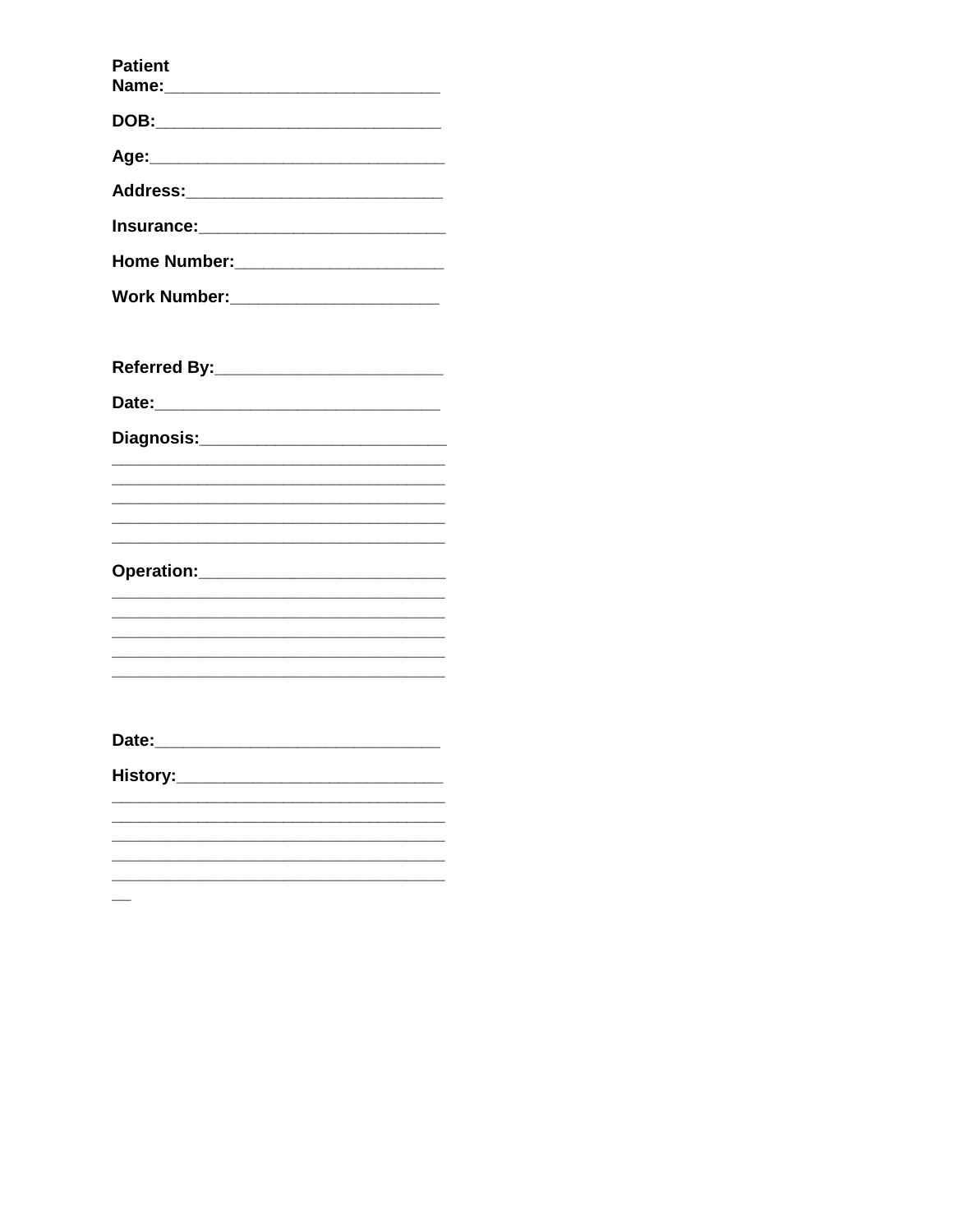**Patient Name:**_____________________________

**DOB:**______________________________

**Age:**_______________________________

**Address:**___________________________

**Insurance:**_________________________

**Home Number:**_____________________

**Work Number:**_____________________

**Referred By:**_______________________

**Date:**______________________________

**Diagnosis:**_________________________
_____________________________________
_____________________________________
_____________________________________
_____________________________________
_____________________________________

**Operation:**_________________________
_____________________________________
_____________________________________
_____________________________________
_____________________________________
_____________________________________

**Date:**______________________________

**History:**____________________________
_____________________________________
_____________________________________
_____________________________________
_____________________________________
_____________________________________
__